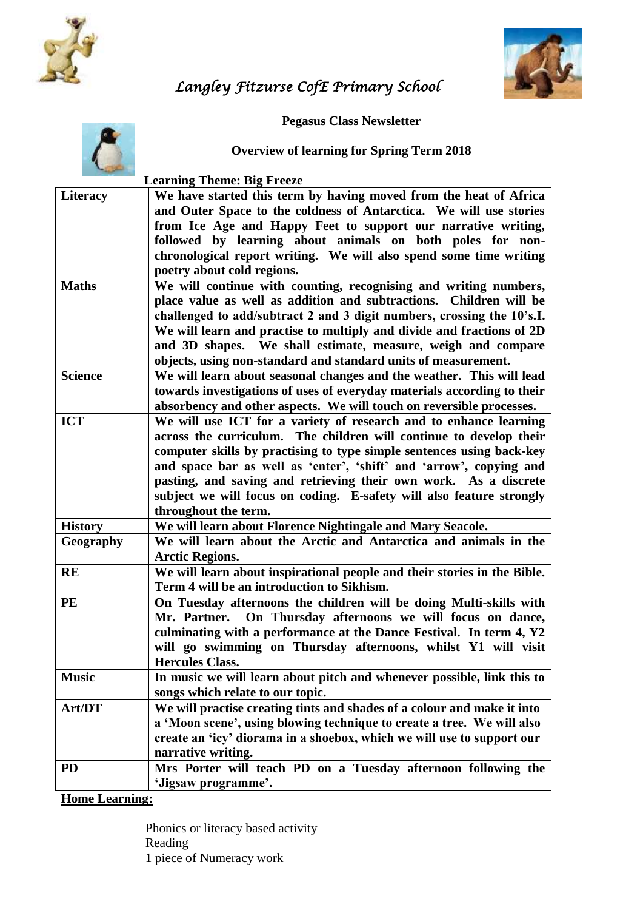# *Langley Fitzurse CofE Primary School*

**Pegasus Class Newsletter**

**Overview of learning for Spring Term 2018**

**Learning Theme: Big Freeze**

| | |
|---|---|
| **Literacy** | **We have started this term by having moved from the heat of Africa and Outer Space to the coldness of Antarctica. We will use stories from Ice Age and Happy Feet to support our narrative writing, followed by learning about animals on both poles for non-chronological report writing. We will also spend some time writing poetry about cold regions.** |
| **Maths** | **We will continue with counting, recognising and writing numbers, place value as well as addition and subtractions. Children will be challenged to add/subtract 2 and 3 digit numbers, crossing the 10's.I. We will learn and practise to multiply and divide and fractions of 2D and 3D shapes. We shall estimate, measure, weigh and compare objects, using non-standard and standard units of measurement.** |
| **Science** | **We will learn about seasonal changes and the weather. This will lead towards investigations of uses of everyday materials according to their absorbency and other aspects. We will touch on reversible processes.** |
| **ICT** | **We will use ICT for a variety of research and to enhance learning across the curriculum. The children will continue to develop their computer skills by practising to type simple sentences using back-key and space bar as well as 'enter', 'shift' and 'arrow', copying and pasting, and saving and retrieving their own work. As a discrete subject we will focus on coding. E-safety will also feature strongly throughout the term.** |
| **History** | **We will learn about Florence Nightingale and Mary Seacole.** |
| **Geography** | **We will learn about the Arctic and Antarctica and animals in the Arctic Regions.** |
| **RE** | **We will learn about inspirational people and their stories in the Bible. Term 4 will be an introduction to Sikhism.** |
| **PE** | **On Tuesday afternoons the children will be doing Multi-skills with Mr. Partner. On Thursday afternoons we will focus on dance, culminating with a performance at the Dance Festival. In term 4, Y2 will go swimming on Thursday afternoons, whilst Y1 will visit Hercules Class.** |
| **Music** | **In music we will learn about pitch and whenever possible, link this to songs which relate to our topic.** |
| **Art/DT** | **We will practise creating tints and shades of a colour and make it into a 'Moon scene', using blowing technique to create a tree. We will also create an 'icy' diorama in a shoebox, which we will use to support our narrative writing.** |
| **PD** | **Mrs Porter will teach PD on a Tuesday afternoon following the 'Jigsaw programme'.** |

**Home Learning:**

Phonics or literacy based activity
Reading
1 piece of Numeracy work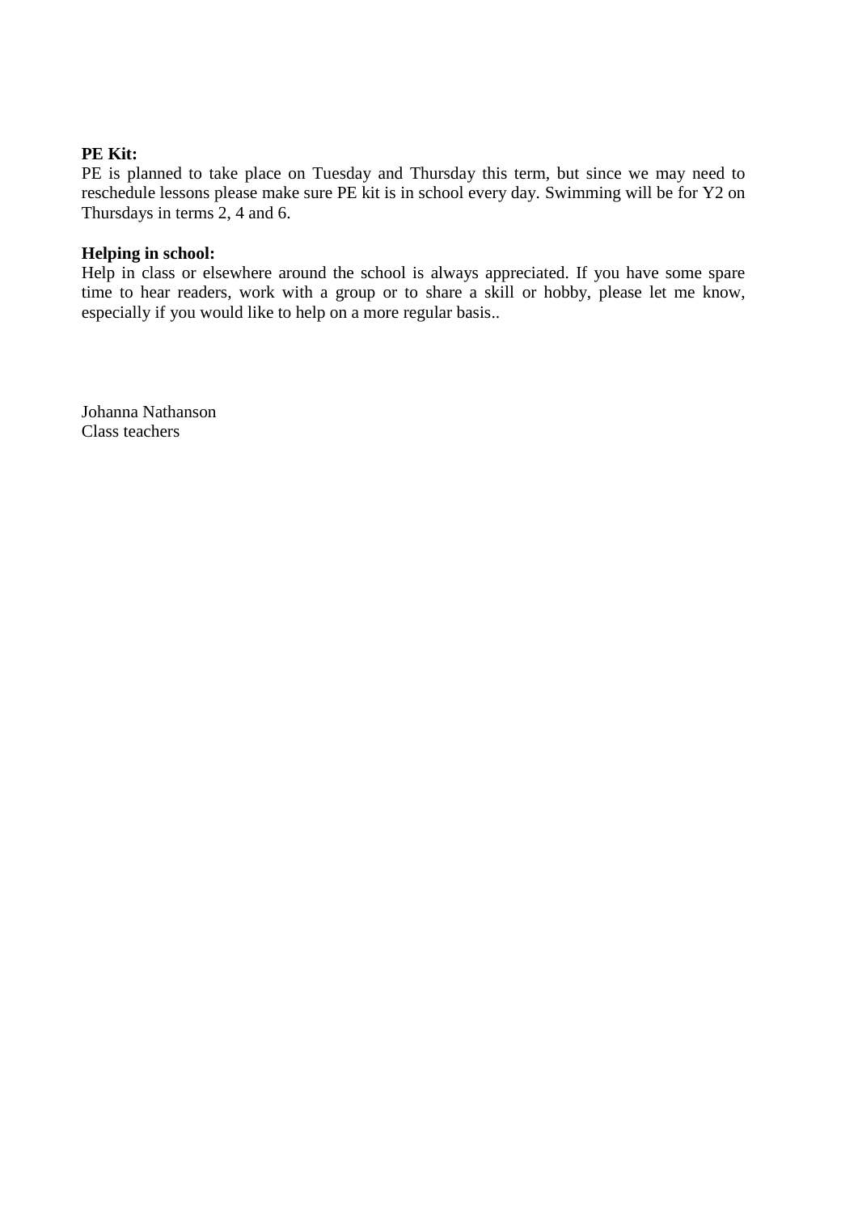**PE Kit:**
PE is planned to take place on Tuesday and Thursday this term, but since we may need to reschedule lessons please make sure PE kit is in school every day. Swimming will be for Y2 on Thursdays in terms 2, 4 and 6.

**Helping in school:**
Help in class or elsewhere around the school is always appreciated. If you have some spare time to hear readers, work with a group or to share a skill or hobby, please let me know, especially if you would like to help on a more regular basis..

Johanna Nathanson
Class teachers